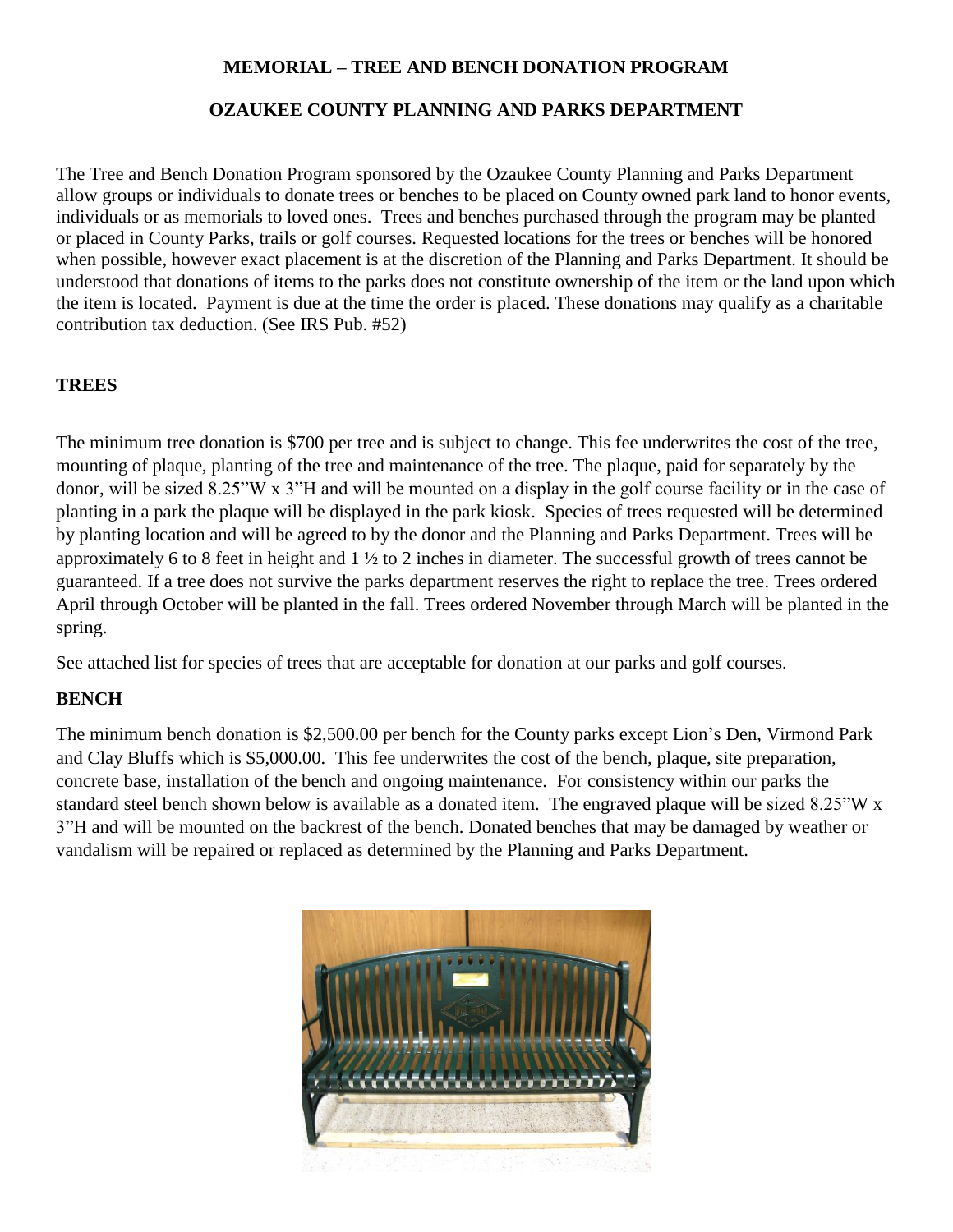# MEMORIAL – TREE AND BENCH DONATION PROGRAM

## OZAUKEE COUNTY PLANNING AND PARKS DEPARTMENT

The Tree and Bench Donation Program sponsored by the Ozaukee County Planning and Parks Department allow groups or individuals to donate trees or benches to be placed on County owned park land to honor events, individuals or as memorials to loved ones. Trees and benches purchased through the program may be planted or placed in County Parks, trails or golf courses. Requested locations for the trees or benches will be honored when possible, however exact placement is at the discretion of the Planning and Parks Department. It should be understood that donations of items to the parks does not constitute ownership of the item or the land upon which the item is located. Payment is due at the time the order is placed. These donations may qualify as a charitable contribution tax deduction. (See IRS Pub. #52)

### TREES

The minimum tree donation is $700 per tree and is subject to change. This fee underwrites the cost of the tree, mounting of plaque, planting of the tree and maintenance of the tree. The plaque, paid for separately by the donor, will be sized 8.25"W x 3"H and will be mounted on a display in the golf course facility or in the case of planting in a park the plaque will be displayed in the park kiosk. Species of trees requested will be determined by planting location and will be agreed to by the donor and the Planning and Parks Department. Trees will be approximately 6 to 8 feet in height and 1 ½ to 2 inches in diameter. The successful growth of trees cannot be guaranteed. If a tree does not survive the parks department reserves the right to replace the tree. Trees ordered April through October will be planted in the fall. Trees ordered November through March will be planted in the spring.

See attached list for species of trees that are acceptable for donation at our parks and golf courses.

### BENCH

The minimum bench donation is $2,500.00 per bench for the County parks except Lion's Den, Virmond Park and Clay Bluffs which is $5,000.00. This fee underwrites the cost of the bench, plaque, site preparation, concrete base, installation of the bench and ongoing maintenance. For consistency within our parks the standard steel bench shown below is available as a donated item. The engraved plaque will be sized 8.25"W x 3"H and will be mounted on the backrest of the bench. Donated benches that may be damaged by weather or vandalism will be repaired or replaced as determined by the Planning and Parks Department.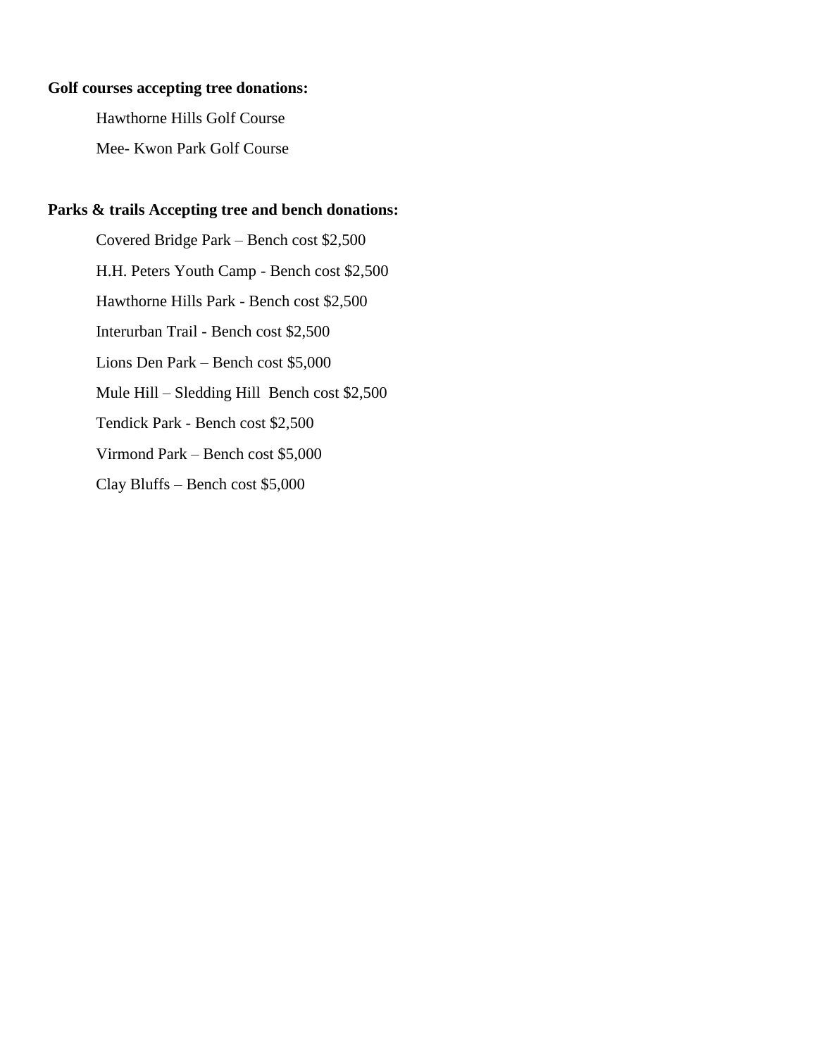**Golf courses accepting tree donations:**

Hawthorne Hills Golf Course

Mee- Kwon Park Golf Course

**Parks & trails Accepting tree and bench donations:**

Covered Bridge Park – Bench cost $2,500

H.H. Peters Youth Camp - Bench cost $2,500

Hawthorne Hills Park - Bench cost $2,500

Interurban Trail - Bench cost $2,500

Lions Den Park – Bench cost $5,000

Mule Hill – Sledding Hill  Bench cost $2,500

Tendick Park - Bench cost $2,500

Virmond Park – Bench cost $5,000

Clay Bluffs – Bench cost $5,000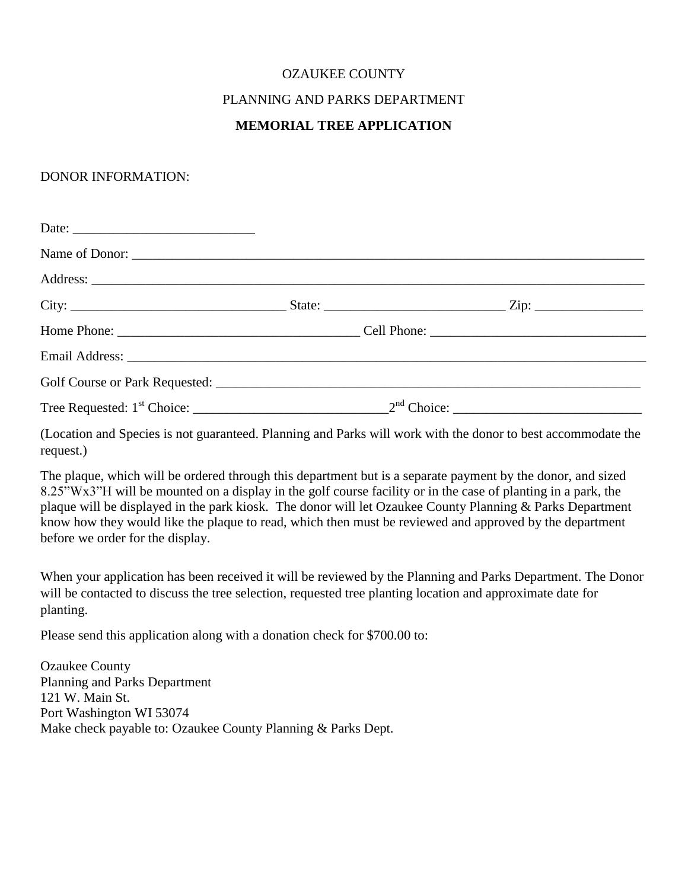OZAUKEE COUNTY

PLANNING AND PARKS DEPARTMENT

**MEMORIAL TREE APPLICATION**

DONOR INFORMATION:

Date: ___________________________

Name of Donor: ________________________________________________________________________________

Address: _____________________________________________________________________________________

City: ________________________________ State: ___________________________ Zip: ________________

Home Phone: ___________________________________ Cell Phone: ________________________________

Email Address: ________________________________________________________________________________

Golf Course or Park Requested: _________________________________________________________________

Tree Requested: 1st Choice: _____________________________ 2nd Choice: ____________________________

(Location and Species is not guaranteed. Planning and Parks will work with the donor to best accommodate the request.)

The plaque, which will be ordered through this department but is a separate payment by the donor, and sized 8.25"Wx3"H will be mounted on a display in the golf course facility or in the case of planting in a park, the plaque will be displayed in the park kiosk. The donor will let Ozaukee County Planning & Parks Department know how they would like the plaque to read, which then must be reviewed and approved by the department before we order for the display.

When your application has been received it will be reviewed by the Planning and Parks Department. The Donor will be contacted to discuss the tree selection, requested tree planting location and approximate date for planting.

Please send this application along with a donation check for $700.00 to:

Ozaukee County  
Planning and Parks Department  
121 W. Main St.  
Port Washington WI 53074  
Make check payable to: Ozaukee County Planning & Parks Dept.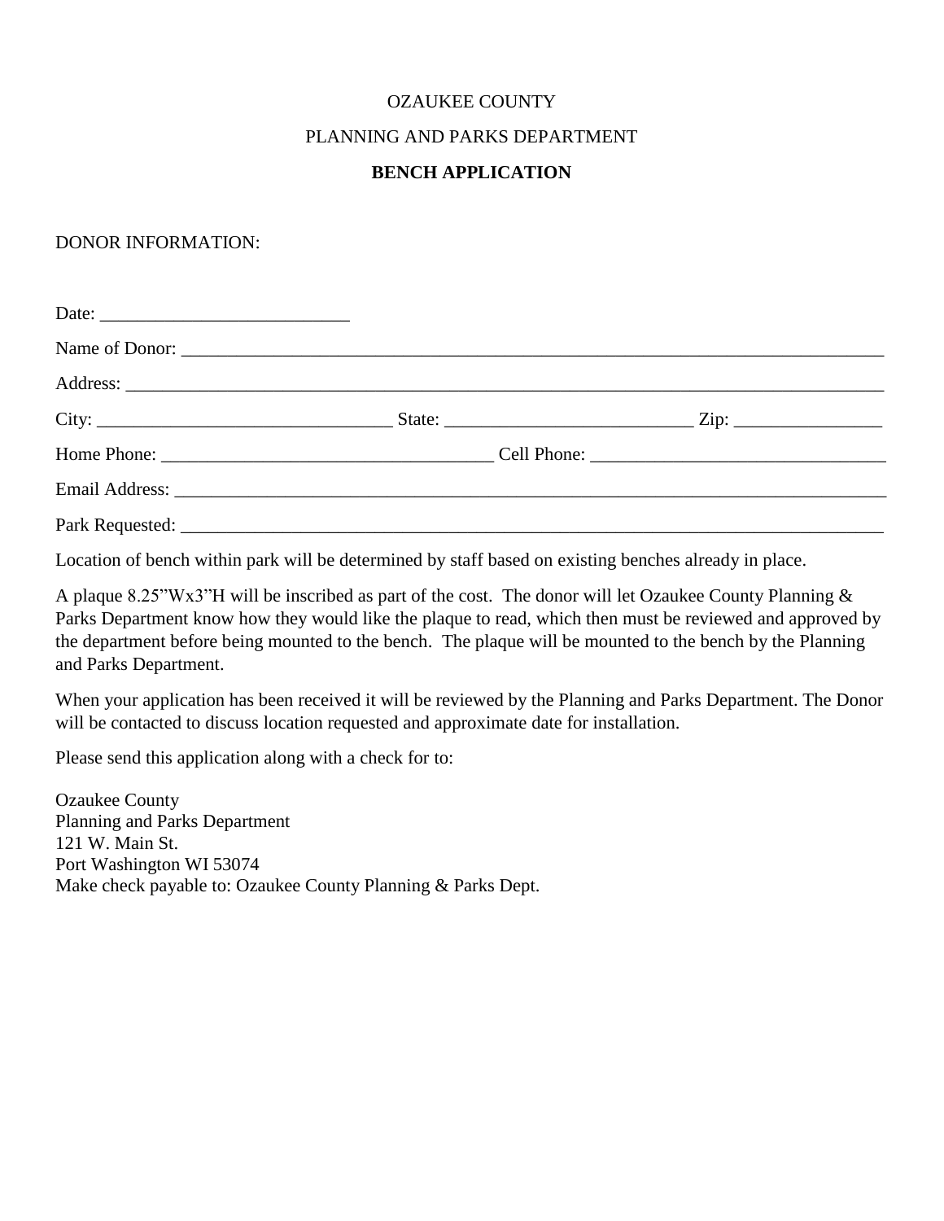OZAUKEE COUNTY

PLANNING AND PARKS DEPARTMENT

**BENCH APPLICATION**

DONOR INFORMATION:

Date: ___________________________

Name of Donor: ______________________________________________________________________________

Address: ___________________________________________________________________________________

City: ________________________________ State: ___________________________ Zip: ________________

Home Phone: ___________________________________ Cell Phone: ________________________________

Email Address: ______________________________________________________________________________

Park Requested: _____________________________________________________________________________

Location of bench within park will be determined by staff based on existing benches already in place.

A plaque 8.25"Wx3"H will be inscribed as part of the cost. The donor will let Ozaukee County Planning & Parks Department know how they would like the plaque to read, which then must be reviewed and approved by the department before being mounted to the bench. The plaque will be mounted to the bench by the Planning and Parks Department.

When your application has been received it will be reviewed by the Planning and Parks Department. The Donor will be contacted to discuss location requested and approximate date for installation.

Please send this application along with a check for to:

Ozaukee County  
Planning and Parks Department  
121 W. Main St.  
Port Washington WI 53074  
Make check payable to: Ozaukee County Planning & Parks Dept.